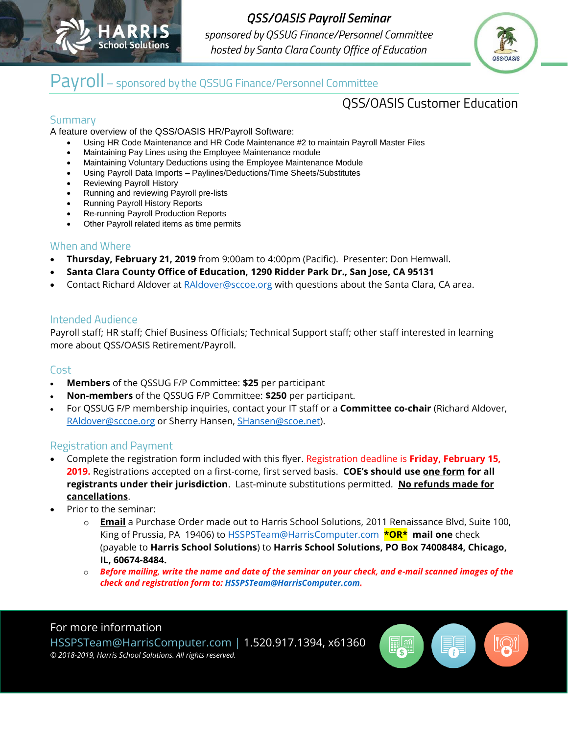# QSS/OASIS Payroll Seminar

*sponsored by QSSUG Finance/Personnel Committee*
*hosted by Santa Clara County Office of Education*

## Payroll – sponsored by the QSSUG Finance/Personnel Committee

QSS/OASIS Customer Education

### Summary

A feature overview of the QSS/OASIS HR/Payroll Software:

- Using HR Code Maintenance and HR Code Maintenance #2 to maintain Payroll Master Files
- Maintaining Pay Lines using the Employee Maintenance module
- Maintaining Voluntary Deductions using the Employee Maintenance Module
- Using Payroll Data Imports – Paylines/Deductions/Time Sheets/Substitutes
- Reviewing Payroll History
- Running and reviewing Payroll pre-lists
- Running Payroll History Reports
- Re-running Payroll Production Reports
- Other Payroll related items as time permits

### When and Where

- **Thursday, February 21, 2019** from 9:00am to 4:00pm (Pacific). Presenter: Don Hemwall.
- **Santa Clara County Office of Education, 1290 Ridder Park Dr., San Jose, CA 95131**
- Contact Richard Aldover at RAldover@sccoe.org with questions about the Santa Clara, CA area.

### Intended Audience

Payroll staff; HR staff; Chief Business Officials; Technical Support staff; other staff interested in learning more about QSS/OASIS Retirement/Payroll.

### Cost

- **Members** of the QSSUG F/P Committee: **$25** per participant
- **Non-members** of the QSSUG F/P Committee: **$250** per participant.
- For QSSUG F/P membership inquiries, contact your IT staff or a **Committee co-chair** (Richard Aldover, RAldover@sccoe.org or Sherry Hansen, SHansen@scoe.net).

### Registration and Payment

- Complete the registration form included with this flyer. Registration deadline is **Friday, February 15, 2019.** Registrations accepted on a first-come, first served basis. **COE's should use one form for all registrants under their jurisdiction**. Last-minute substitutions permitted. **No refunds made for cancellations**.
- Prior to the seminar:
  - **Email** a Purchase Order made out to Harris School Solutions, 2011 Renaissance Blvd, Suite 100, King of Prussia, PA 19406) to HSSPSTeam@HarrisComputer.com **\*OR\*** **mail one** check (payable to **Harris School Solutions**) to **Harris School Solutions, PO Box 74008484, Chicago, IL, 60674-8484.**
  - ***Before mailing, write the name and date of the seminar on your check, and e-mail scanned images of the check and registration form to: HSSPSTeam@HarrisComputer.com.***

For more information
HSSPSTeam@HarrisComputer.com | 1.520.917.1394, x61360
*© 2018-2019, Harris School Solutions. All rights reserved.*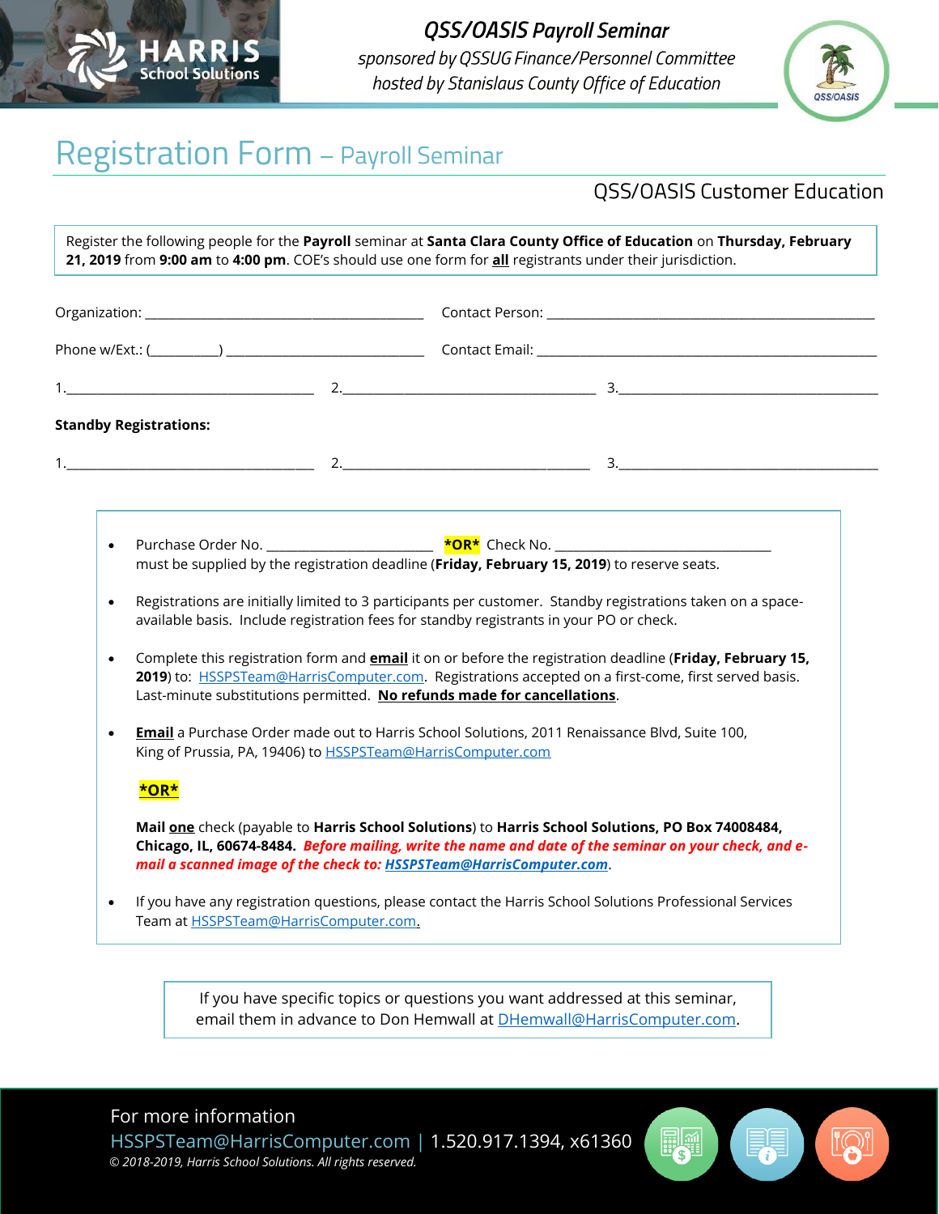**QSS/OASIS Payroll Seminar**
*sponsored by QSSUG Finance/Personnel Committee*
*hosted by Stanislaus County Office of Education*

# Registration Form – Payroll Seminar

## QSS/OASIS Customer Education

Register the following people for the **Payroll** seminar at **Santa Clara County Office of Education** on **Thursday, February 21, 2019** from **9:00 am** to **4:00 pm**. COE's should use one form for **all** registrants under their jurisdiction.

Organization: ________________________________ Contact Person: ________________________________

Phone w/Ext.: (_________) ________________________ Contact Email: ________________________________

1.______________________________ 2.______________________________ 3.______________________________

**Standby Registrations:**

1.______________________________ 2.______________________________ 3.______________________________

- Purchase Order No. ______________________ ***OR*** Check No. ____________________________ must be supplied by the registration deadline (**Friday, February 15, 2019**) to reserve seats.
- Registrations are initially limited to 3 participants per customer. Standby registrations taken on a space-available basis. Include registration fees for standby registrants in your PO or check.
- Complete this registration form and **email** it on or before the registration deadline (**Friday, February 15, 2019**) to: HSSPSTeam@HarrisComputer.com. Registrations accepted on a first-come, first served basis. Last-minute substitutions permitted. **No refunds made for cancellations**.
- **Email** a Purchase Order made out to Harris School Solutions, 2011 Renaissance Blvd, Suite 100, King of Prussia, PA, 19406) to HSSPSTeam@HarrisComputer.com

  ***OR***

  **Mail one** check (payable to **Harris School Solutions**) to **Harris School Solutions, PO Box 74008484, Chicago, IL, 60674-8484.** ***Before mailing, write the name and date of the seminar on your check, and e-mail a scanned image of the check to: HSSPSTeam@HarrisComputer.com***.
- If you have any registration questions, please contact the Harris School Solutions Professional Services Team at HSSPSTeam@HarrisComputer.com.

If you have specific topics or questions you want addressed at this seminar, email them in advance to Don Hemwall at DHemwall@HarrisComputer.com.

For more information
HSSPSTeam@HarrisComputer.com | 1.520.917.1394, x61360
*© 2018-2019, Harris School Solutions. All rights reserved.*